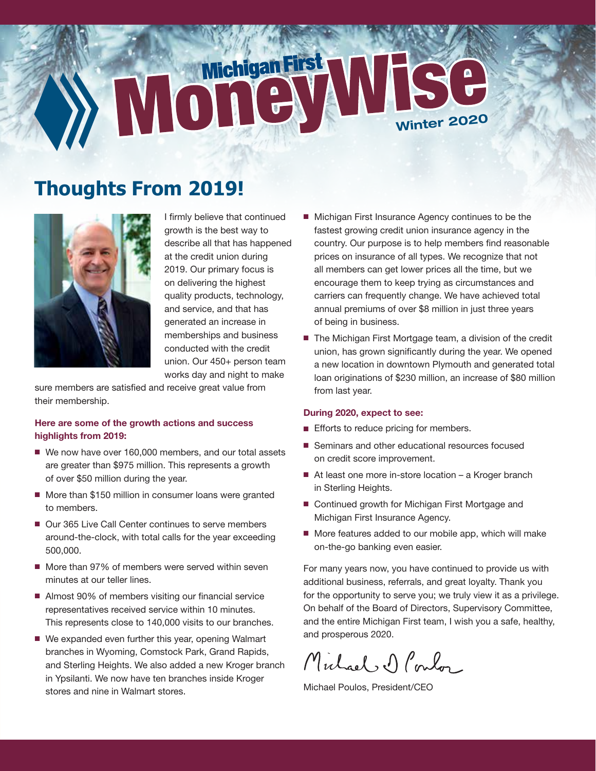# Michigan First MoneyWise

Winter 2020

## Thoughts From 2019!

I firmly believe that continued growth is the best way to describe all that has happened at the credit union during 2019. Our primary focus is on delivering the highest quality products, technology, and service, and that has generated an increase in memberships and business conducted with the credit union. Our 450+ person team works day and night to make sure members are satisfied and receive great value from their membership.

**Here are some of the growth actions and success highlights from 2019:**

- We now have over 160,000 members, and our total assets are greater than $975 million. This represents a growth of over $50 million during the year.
- More than $150 million in consumer loans were granted to members.
- Our 365 Live Call Center continues to serve members around-the-clock, with total calls for the year exceeding 500,000.
- More than 97% of members were served within seven minutes at our teller lines.
- Almost 90% of members visiting our financial service representatives received service within 10 minutes. This represents close to 140,000 visits to our branches.
- We expanded even further this year, opening Walmart branches in Wyoming, Comstock Park, Grand Rapids, and Sterling Heights. We also added a new Kroger branch in Ypsilanti. We now have ten branches inside Kroger stores and nine in Walmart stores.
- Michigan First Insurance Agency continues to be the fastest growing credit union insurance agency in the country. Our purpose is to help members find reasonable prices on insurance of all types. We recognize that not all members can get lower prices all the time, but we encourage them to keep trying as circumstances and carriers can frequently change. We have achieved total annual premiums of over $8 million in just three years of being in business.
- The Michigan First Mortgage team, a division of the credit union, has grown significantly during the year. We opened a new location in downtown Plymouth and generated total loan originations of $230 million, an increase of $80 million from last year.

**During 2020, expect to see:**

- Efforts to reduce pricing for members.
- Seminars and other educational resources focused on credit score improvement.
- At least one more in-store location – a Kroger branch in Sterling Heights.
- Continued growth for Michigan First Mortgage and Michigan First Insurance Agency.
- More features added to our mobile app, which will make on-the-go banking even easier.

For many years now, you have continued to provide us with additional business, referrals, and great loyalty. Thank you for the opportunity to serve you; we truly view it as a privilege. On behalf of the Board of Directors, Supervisory Committee, and the entire Michigan First team, I wish you a safe, healthy, and prosperous 2020.

Michael Poulos, President/CEO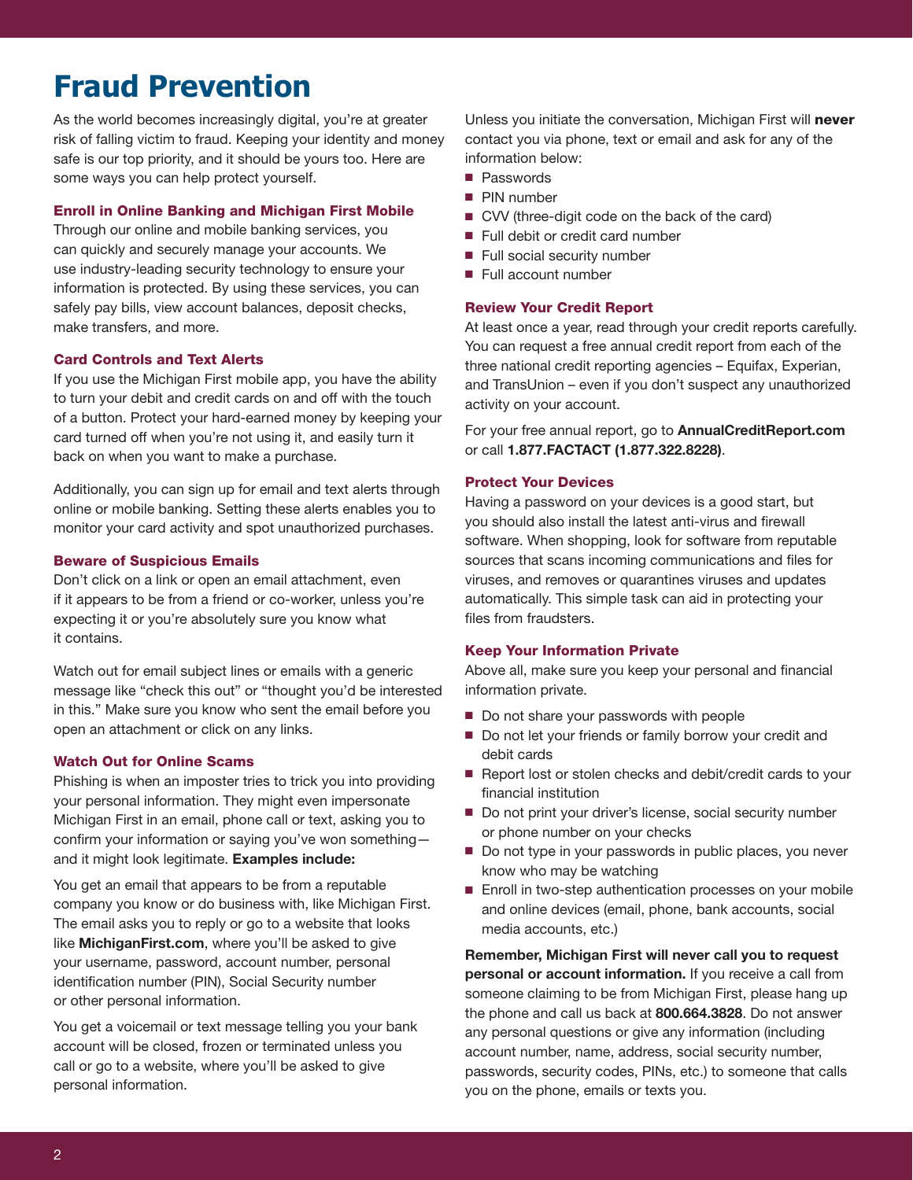# Fraud Prevention

As the world becomes increasingly digital, you're at greater risk of falling victim to fraud. Keeping your identity and money safe is our top priority, and it should be yours too. Here are some ways you can help protect yourself.

### Enroll in Online Banking and Michigan First Mobile

Through our online and mobile banking services, you can quickly and securely manage your accounts. We use industry-leading security technology to ensure your information is protected. By using these services, you can safely pay bills, view account balances, deposit checks, make transfers, and more.

### Card Controls and Text Alerts

If you use the Michigan First mobile app, you have the ability to turn your debit and credit cards on and off with the touch of a button. Protect your hard-earned money by keeping your card turned off when you're not using it, and easily turn it back on when you want to make a purchase.

Additionally, you can sign up for email and text alerts through online or mobile banking. Setting these alerts enables you to monitor your card activity and spot unauthorized purchases.

### Beware of Suspicious Emails

Don't click on a link or open an email attachment, even if it appears to be from a friend or co-worker, unless you're expecting it or you're absolutely sure you know what it contains.

Watch out for email subject lines or emails with a generic message like "check this out" or "thought you'd be interested in this." Make sure you know who sent the email before you open an attachment or click on any links.

### Watch Out for Online Scams

Phishing is when an imposter tries to trick you into providing your personal information. They might even impersonate Michigan First in an email, phone call or text, asking you to confirm your information or saying you've won something—and it might look legitimate. **Examples include:**

You get an email that appears to be from a reputable company you know or do business with, like Michigan First. The email asks you to reply or go to a website that looks like **MichiganFirst.com**, where you'll be asked to give your username, password, account number, personal identification number (PIN), Social Security number or other personal information.

You get a voicemail or text message telling you your bank account will be closed, frozen or terminated unless you call or go to a website, where you'll be asked to give personal information.

Unless you initiate the conversation, Michigan First will **never** contact you via phone, text or email and ask for any of the information below:

- Passwords
- PIN number
- CVV (three-digit code on the back of the card)
- Full debit or credit card number
- Full social security number
- Full account number

### Review Your Credit Report

At least once a year, read through your credit reports carefully. You can request a free annual credit report from each of the three national credit reporting agencies – Equifax, Experian, and TransUnion – even if you don't suspect any unauthorized activity on your account.

For your free annual report, go to **AnnualCreditReport.com** or call **1.877.FACTACT (1.877.322.8228)**.

### Protect Your Devices

Having a password on your devices is a good start, but you should also install the latest anti-virus and firewall software. When shopping, look for software from reputable sources that scans incoming communications and files for viruses, and removes or quarantines viruses and updates automatically. This simple task can aid in protecting your files from fraudsters.

### Keep Your Information Private

Above all, make sure you keep your personal and financial information private.

- Do not share your passwords with people
- Do not let your friends or family borrow your credit and debit cards
- Report lost or stolen checks and debit/credit cards to your financial institution
- Do not print your driver's license, social security number or phone number on your checks
- Do not type in your passwords in public places, you never know who may be watching
- Enroll in two-step authentication processes on your mobile and online devices (email, phone, bank accounts, social media accounts, etc.)

**Remember, Michigan First will never call you to request personal or account information.** If you receive a call from someone claiming to be from Michigan First, please hang up the phone and call us back at **800.664.3828**. Do not answer any personal questions or give any information (including account number, name, address, social security number, passwords, security codes, PINs, etc.) to someone that calls you on the phone, emails or texts you.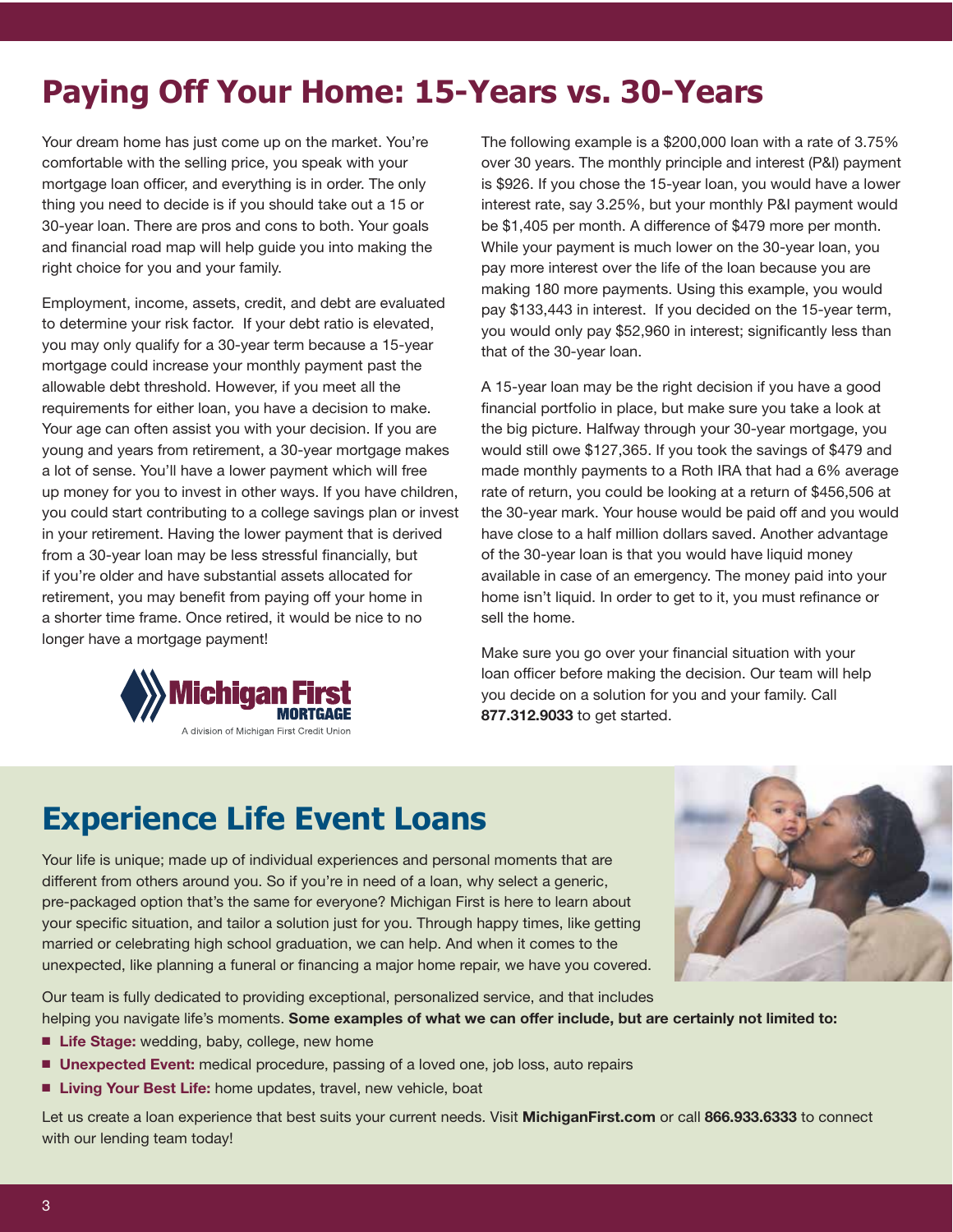# Paying Off Your Home: 15-Years vs. 30-Years

Your dream home has just come up on the market. You're comfortable with the selling price, you speak with your mortgage loan officer, and everything is in order. The only thing you need to decide is if you should take out a 15 or 30-year loan. There are pros and cons to both. Your goals and financial road map will help guide you into making the right choice for you and your family.

Employment, income, assets, credit, and debt are evaluated to determine your risk factor. If your debt ratio is elevated, you may only qualify for a 30-year term because a 15-year mortgage could increase your monthly payment past the allowable debt threshold. However, if you meet all the requirements for either loan, you have a decision to make. Your age can often assist you with your decision. If you are young and years from retirement, a 30-year mortgage makes a lot of sense. You'll have a lower payment which will free up money for you to invest in other ways. If you have children, you could start contributing to a college savings plan or invest in your retirement. Having the lower payment that is derived from a 30-year loan may be less stressful financially, but if you're older and have substantial assets allocated for retirement, you may benefit from paying off your home in a shorter time frame. Once retired, it would be nice to no longer have a mortgage payment!

Michigan First MORTGAGE
A division of Michigan First Credit Union

The following example is a $200,000 loan with a rate of 3.75% over 30 years. The monthly principle and interest (P&I) payment is $926. If you chose the 15-year loan, you would have a lower interest rate, say 3.25%, but your monthly P&I payment would be $1,405 per month. A difference of $479 more per month. While your payment is much lower on the 30-year loan, you pay more interest over the life of the loan because you are making 180 more payments. Using this example, you would pay $133,443 in interest. If you decided on the 15-year term, you would only pay $52,960 in interest; significantly less than that of the 30-year loan.

A 15-year loan may be the right decision if you have a good financial portfolio in place, but make sure you take a look at the big picture. Halfway through your 30-year mortgage, you would still owe $127,365. If you took the savings of $479 and made monthly payments to a Roth IRA that had a 6% average rate of return, you could be looking at a return of $456,506 at the 30-year mark. Your house would be paid off and you would have close to a half million dollars saved. Another advantage of the 30-year loan is that you would have liquid money available in case of an emergency. The money paid into your home isn't liquid. In order to get to it, you must refinance or sell the home.

Make sure you go over your financial situation with your loan officer before making the decision. Our team will help you decide on a solution for you and your family. Call **877.312.9033** to get started.

# Experience Life Event Loans

Your life is unique; made up of individual experiences and personal moments that are different from others around you. So if you're in need of a loan, why select a generic, pre-packaged option that's the same for everyone? Michigan First is here to learn about your specific situation, and tailor a solution just for you. Through happy times, like getting married or celebrating high school graduation, we can help. And when it comes to the unexpected, like planning a funeral or financing a major home repair, we have you covered.

Our team is fully dedicated to providing exceptional, personalized service, and that includes helping you navigate life's moments. **Some examples of what we can offer include, but are certainly not limited to:**

- **Life Stage:** wedding, baby, college, new home
- **Unexpected Event:** medical procedure, passing of a loved one, job loss, auto repairs
- **Living Your Best Life:** home updates, travel, new vehicle, boat

Let us create a loan experience that best suits your current needs. Visit **MichiganFirst.com** or call **866.933.6333** to connect with our lending team today!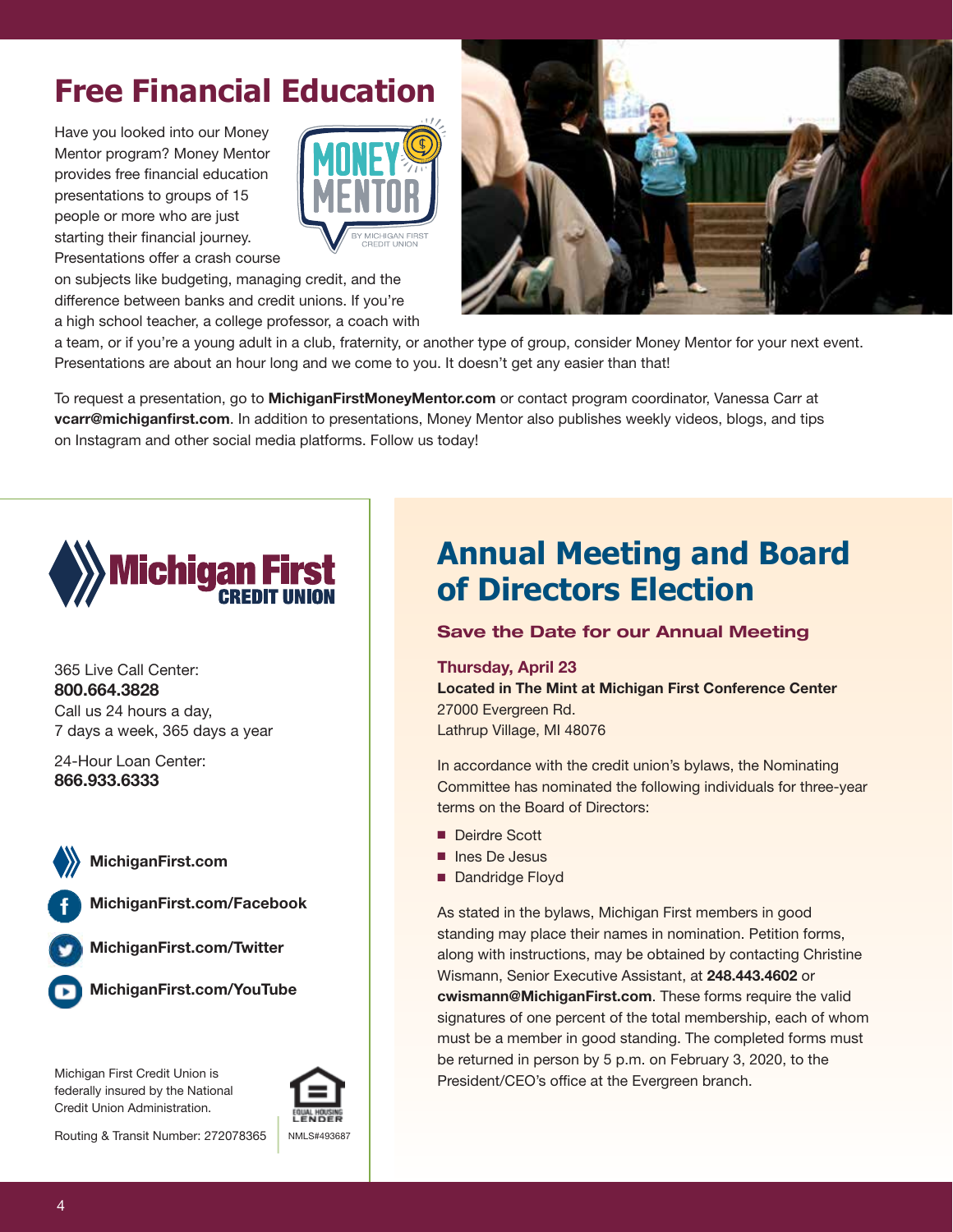# Free Financial Education

Have you looked into our Money Mentor program? Money Mentor provides free financial education presentations to groups of 15 people or more who are just starting their financial journey. Presentations offer a crash course on subjects like budgeting, managing credit, and the difference between banks and credit unions. If you're a high school teacher, a college professor, a coach with a team, or if you're a young adult in a club, fraternity, or another type of group, consider Money Mentor for your next event. Presentations are about an hour long and we come to you. It doesn't get any easier than that!

To request a presentation, go to **MichiganFirstMoneyMentor.com** or contact program coordinator, Vanessa Carr at **vcarr@michiganfirst.com**. In addition to presentations, Money Mentor also publishes weekly videos, blogs, and tips on Instagram and other social media platforms. Follow us today!

Michigan First CREDIT UNION

365 Live Call Center:
**800.664.3828**
Call us 24 hours a day,
7 days a week, 365 days a year

24-Hour Loan Center:
**866.933.6333**

**MichiganFirst.com**

**MichiganFirst.com/Facebook**

**MichiganFirst.com/Twitter**

**MichiganFirst.com/YouTube**

Michigan First Credit Union is federally insured by the National Credit Union Administration.

Routing & Transit Number: 272078365

EQUAL HOUSING LENDER

NMLS#493687

## Annual Meeting and Board of Directors Election

### Save the Date for our Annual Meeting

**Thursday, April 23**
**Located in The Mint at Michigan First Conference Center**
27000 Evergreen Rd.
Lathrup Village, MI 48076

In accordance with the credit union's bylaws, the Nominating Committee has nominated the following individuals for three-year terms on the Board of Directors:

- Deirdre Scott
- Ines De Jesus
- Dandridge Floyd

As stated in the bylaws, Michigan First members in good standing may place their names in nomination. Petition forms, along with instructions, may be obtained by contacting Christine Wismann, Senior Executive Assistant, at **248.443.4602** or **cwismann@MichiganFirst.com**. These forms require the valid signatures of one percent of the total membership, each of whom must be a member in good standing. The completed forms must be returned in person by 5 p.m. on February 3, 2020, to the President/CEO's office at the Evergreen branch.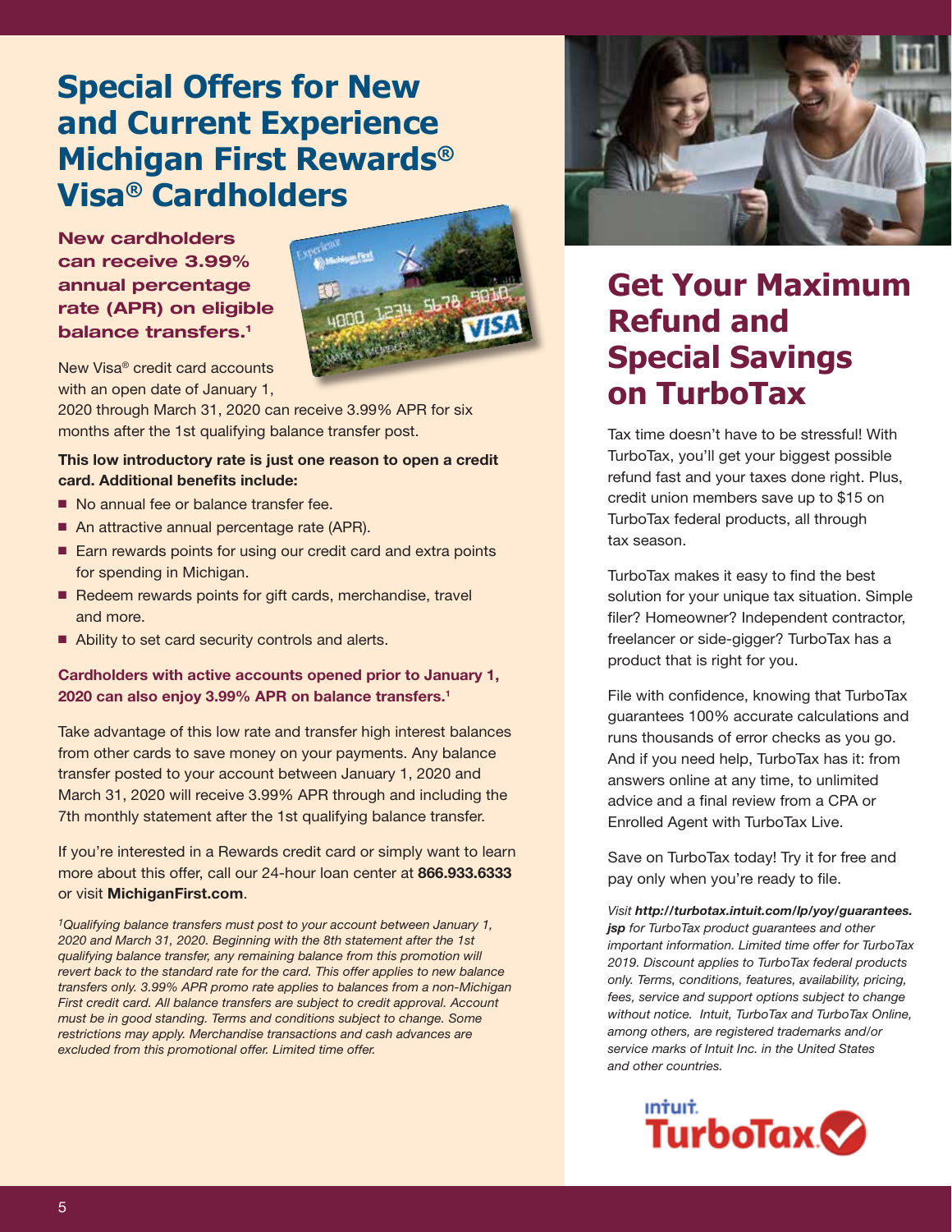# Special Offers for New and Current Experience Michigan First Rewards® Visa® Cardholders

**New cardholders can receive 3.99% annual percentage rate (APR) on eligible balance transfers.[1]**

New Visa® credit card accounts with an open date of January 1, 2020 through March 31, 2020 can receive 3.99% APR for six months after the 1st qualifying balance transfer post.

**This low introductory rate is just one reason to open a credit card. Additional benefits include:**

- No annual fee or balance transfer fee.
- An attractive annual percentage rate (APR).
- Earn rewards points for using our credit card and extra points for spending in Michigan.
- Redeem rewards points for gift cards, merchandise, travel and more.
- Ability to set card security controls and alerts.

**Cardholders with active accounts opened prior to January 1, 2020 can also enjoy 3.99% APR on balance transfers.[1]**

Take advantage of this low rate and transfer high interest balances from other cards to save money on your payments. Any balance transfer posted to your account between January 1, 2020 and March 31, 2020 will receive 3.99% APR through and including the 7th monthly statement after the 1st qualifying balance transfer.

If you're interested in a Rewards credit card or simply want to learn more about this offer, call our 24-hour loan center at **866.933.6333** or visit **MichiganFirst.com**.

*[1]Qualifying balance transfers must post to your account between January 1, 2020 and March 31, 2020. Beginning with the 8th statement after the 1st qualifying balance transfer, any remaining balance from this promotion will revert back to the standard rate for the card. This offer applies to new balance transfers only. 3.99% APR promo rate applies to balances from a non-Michigan First credit card. All balance transfers are subject to credit approval. Account must be in good standing. Terms and conditions subject to change. Some restrictions may apply. Merchandise transactions and cash advances are excluded from this promotional offer. Limited time offer.*

# Get Your Maximum Refund and Special Savings on TurboTax

Tax time doesn't have to be stressful! With TurboTax, you'll get your biggest possible refund fast and your taxes done right. Plus, credit union members save up to $15 on TurboTax federal products, all through tax season.

TurboTax makes it easy to find the best solution for your unique tax situation. Simple filer? Homeowner? Independent contractor, freelancer or side-gigger? TurboTax has a product that is right for you.

File with confidence, knowing that TurboTax guarantees 100% accurate calculations and runs thousands of error checks as you go. And if you need help, TurboTax has it: from answers online at any time, to unlimited advice and a final review from a CPA or Enrolled Agent with TurboTax Live.

Save on TurboTax today! Try it for free and pay only when you're ready to file.

*Visit **http://turbotax.intuit.com/lp/yoy/guarantees.jsp** for TurboTax product guarantees and other important information. Limited time offer for TurboTax 2019. Discount applies to TurboTax federal products only. Terms, conditions, features, availability, pricing, fees, service and support options subject to change without notice. Intuit, TurboTax and TurboTax Online, among others, are registered trademarks and/or service marks of Intuit Inc. in the United States and other countries.*

Intuit TurboTax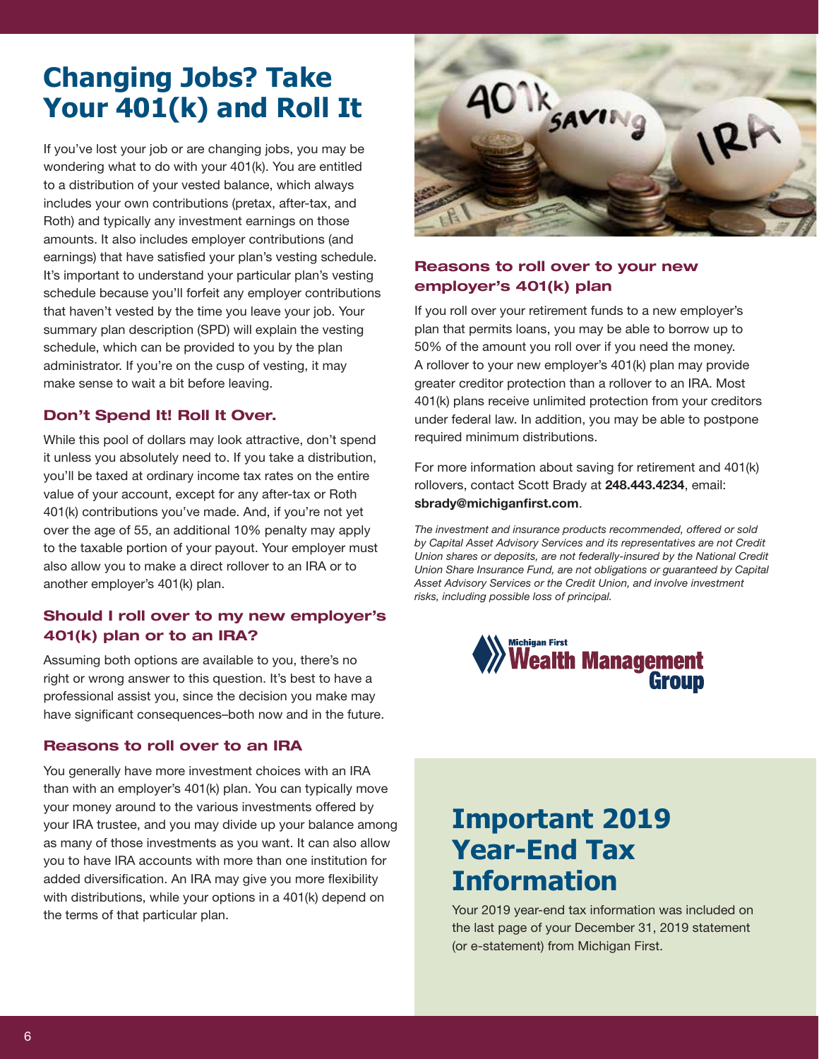# Changing Jobs? Take Your 401(k) and Roll It

If you've lost your job or are changing jobs, you may be wondering what to do with your 401(k). You are entitled to a distribution of your vested balance, which always includes your own contributions (pretax, after-tax, and Roth) and typically any investment earnings on those amounts. It also includes employer contributions (and earnings) that have satisfied your plan's vesting schedule. It's important to understand your particular plan's vesting schedule because you'll forfeit any employer contributions that haven't vested by the time you leave your job. Your summary plan description (SPD) will explain the vesting schedule, which can be provided to you by the plan administrator. If you're on the cusp of vesting, it may make sense to wait a bit before leaving.

### Don't Spend It! Roll It Over.

While this pool of dollars may look attractive, don't spend it unless you absolutely need to. If you take a distribution, you'll be taxed at ordinary income tax rates on the entire value of your account, except for any after-tax or Roth 401(k) contributions you've made. And, if you're not yet over the age of 55, an additional 10% penalty may apply to the taxable portion of your payout. Your employer must also allow you to make a direct rollover to an IRA or to another employer's 401(k) plan.

### Should I roll over to my new employer's 401(k) plan or to an IRA?

Assuming both options are available to you, there's no right or wrong answer to this question. It's best to have a professional assist you, since the decision you make may have significant consequences–both now and in the future.

### Reasons to roll over to an IRA

You generally have more investment choices with an IRA than with an employer's 401(k) plan. You can typically move your money around to the various investments offered by your IRA trustee, and you may divide up your balance among as many of those investments as you want. It can also allow you to have IRA accounts with more than one institution for added diversification. An IRA may give you more flexibility with distributions, while your options in a 401(k) depend on the terms of that particular plan.

### Reasons to roll over to your new employer's 401(k) plan

If you roll over your retirement funds to a new employer's plan that permits loans, you may be able to borrow up to 50% of the amount you roll over if you need the money. A rollover to your new employer's 401(k) plan may provide greater creditor protection than a rollover to an IRA. Most 401(k) plans receive unlimited protection from your creditors under federal law. In addition, you may be able to postpone required minimum distributions.

For more information about saving for retirement and 401(k) rollovers, contact Scott Brady at **248.443.4234**, email: **sbrady@michiganfirst.com**.

*The investment and insurance products recommended, offered or sold by Capital Asset Advisory Services and its representatives are not Credit Union shares or deposits, are not federally-insured by the National Credit Union Share Insurance Fund, are not obligations or guaranteed by Capital Asset Advisory Services or the Credit Union, and involve investment risks, including possible loss of principal.*

Michigan First Wealth Management Group

# Important 2019 Year-End Tax Information

Your 2019 year-end tax information was included on the last page of your December 31, 2019 statement (or e-statement) from Michigan First.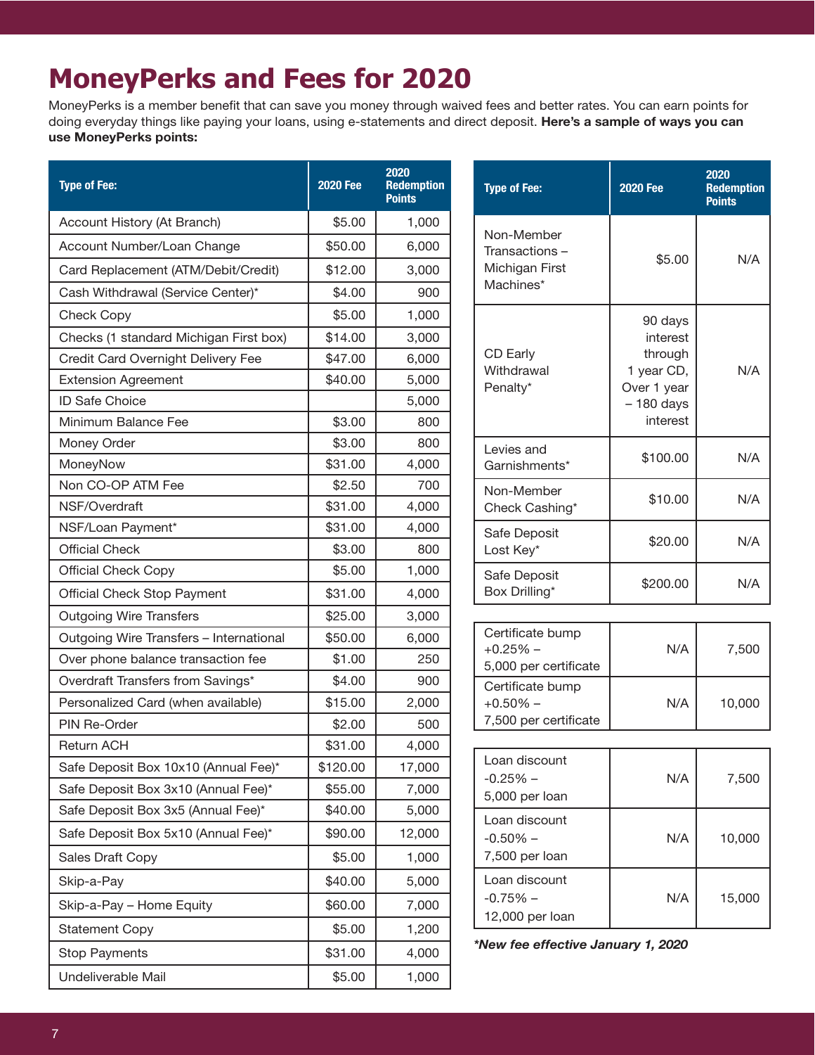# MoneyPerks and Fees for 2020

MoneyPerks is a member benefit that can save you money through waived fees and better rates. You can earn points for doing everyday things like paying your loans, using e-statements and direct deposit. **Here's a sample of ways you can use MoneyPerks points:**

| Type of Fee: | 2020 Fee | 2020 Redemption Points |
|---|---|---|
| Account History (At Branch) | $5.00 | 1,000 |
| Account Number/Loan Change | $50.00 | 6,000 |
| Card Replacement (ATM/Debit/Credit) | $12.00 | 3,000 |
| Cash Withdrawal (Service Center)* | $4.00 | 900 |
| Check Copy | $5.00 | 1,000 |
| Checks (1 standard Michigan First box) | $14.00 | 3,000 |
| Credit Card Overnight Delivery Fee | $47.00 | 6,000 |
| Extension Agreement | $40.00 | 5,000 |
| ID Safe Choice | | 5,000 |
| Minimum Balance Fee | $3.00 | 800 |
| Money Order | $3.00 | 800 |
| MoneyNow | $31.00 | 4,000 |
| Non CO-OP ATM Fee | $2.50 | 700 |
| NSF/Overdraft | $31.00 | 4,000 |
| NSF/Loan Payment* | $31.00 | 4,000 |
| Official Check | $3.00 | 800 |
| Official Check Copy | $5.00 | 1,000 |
| Official Check Stop Payment | $31.00 | 4,000 |
| Outgoing Wire Transfers | $25.00 | 3,000 |
| Outgoing Wire Transfers – International | $50.00 | 6,000 |
| Over phone balance transaction fee | $1.00 | 250 |
| Overdraft Transfers from Savings* | $4.00 | 900 |
| Personalized Card (when available) | $15.00 | 2,000 |
| PIN Re-Order | $2.00 | 500 |
| Return ACH | $31.00 | 4,000 |
| Safe Deposit Box 10x10 (Annual Fee)* | $120.00 | 17,000 |
| Safe Deposit Box 3x10 (Annual Fee)* | $55.00 | 7,000 |
| Safe Deposit Box 3x5 (Annual Fee)* | $40.00 | 5,000 |
| Safe Deposit Box 5x10 (Annual Fee)* | $90.00 | 12,000 |
| Sales Draft Copy | $5.00 | 1,000 |
| Skip-a-Pay | $40.00 | 5,000 |
| Skip-a-Pay – Home Equity | $60.00 | 7,000 |
| Statement Copy | $5.00 | 1,200 |
| Stop Payments | $31.00 | 4,000 |
| Undeliverable Mail | $5.00 | 1,000 |

| Type of Fee: | 2020 Fee | 2020 Redemption Points |
|---|---|---|
| Non-Member Transactions – Michigan First Machines* | $5.00 | N/A |
| CD Early Withdrawal Penalty* | 90 days interest through 1 year CD, Over 1 year – 180 days interest | N/A |
| Levies and Garnishments* | $100.00 | N/A |
| Non-Member Check Cashing* | $10.00 | N/A |
| Safe Deposit Lost Key* | $20.00 | N/A |
| Safe Deposit Box Drilling* | $200.00 | N/A |

| | | |
|---|---|---|
| Certificate bump +0.25% – 5,000 per certificate | N/A | 7,500 |
| Certificate bump +0.50% – 7,500 per certificate | N/A | 10,000 |

| | | |
|---|---|---|
| Loan discount -0.25% – 5,000 per loan | N/A | 7,500 |
| Loan discount -0.50% – 7,500 per loan | N/A | 10,000 |
| Loan discount -0.75% – 12,000 per loan | N/A | 15,000 |

***New fee effective January 1, 2020***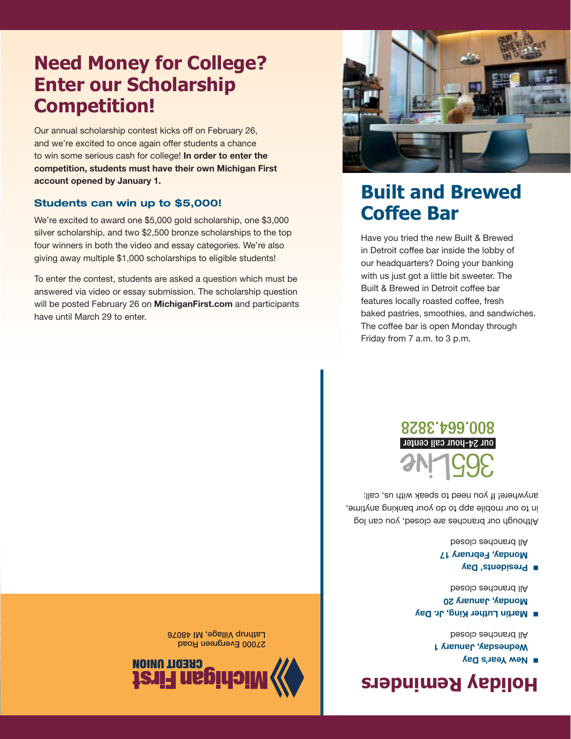# Need Money for College? Enter our Scholarship Competition!

Our annual scholarship contest kicks off on February 26, and we're excited to once again offer students a chance to win some serious cash for college! **In order to enter the competition, students must have their own Michigan First account opened by January 1.**

### Students can win up to $5,000!

We're excited to award one $5,000 gold scholarship, one $3,000 silver scholarship, and two $2,500 bronze scholarships to the top four winners in both the video and essay categories. We're also giving away multiple $1,000 scholarships to eligible students!

To enter the contest, students are asked a question which must be answered via video or essay submission. The scholarship question will be posted February 26 on **MichiganFirst.com** and participants have until March 29 to enter.

# Built and Brewed Coffee Bar

Have you tried the new Built & Brewed in Detroit coffee bar inside the lobby of our headquarters? Doing your banking with us just got a little bit sweeter. The Built & Brewed in Detroit coffee bar features locally roasted coffee, fresh baked pastries, smoothies, and sandwiches. The coffee bar is open Monday through Friday from 7 a.m. to 3 p.m.

# Holiday Reminders

- **New Year's Day**
  **Wednesday, January 1**
  All branches closed
- **Martin Luther King, Jr. Day**
  **Monday, January 20**
  All branches closed
- **Presidents' Day**
  **Monday, February 17**
  All branches closed

Although our branches are closed, you can log in to our mobile app to do your banking anytime, anywhere! If you need to speak with us, call:

365Live

our 24-hour call center

800.664.3828

Michigan First CREDIT UNION

27000 Evergreen Road
Lathrup Village, MI 48076